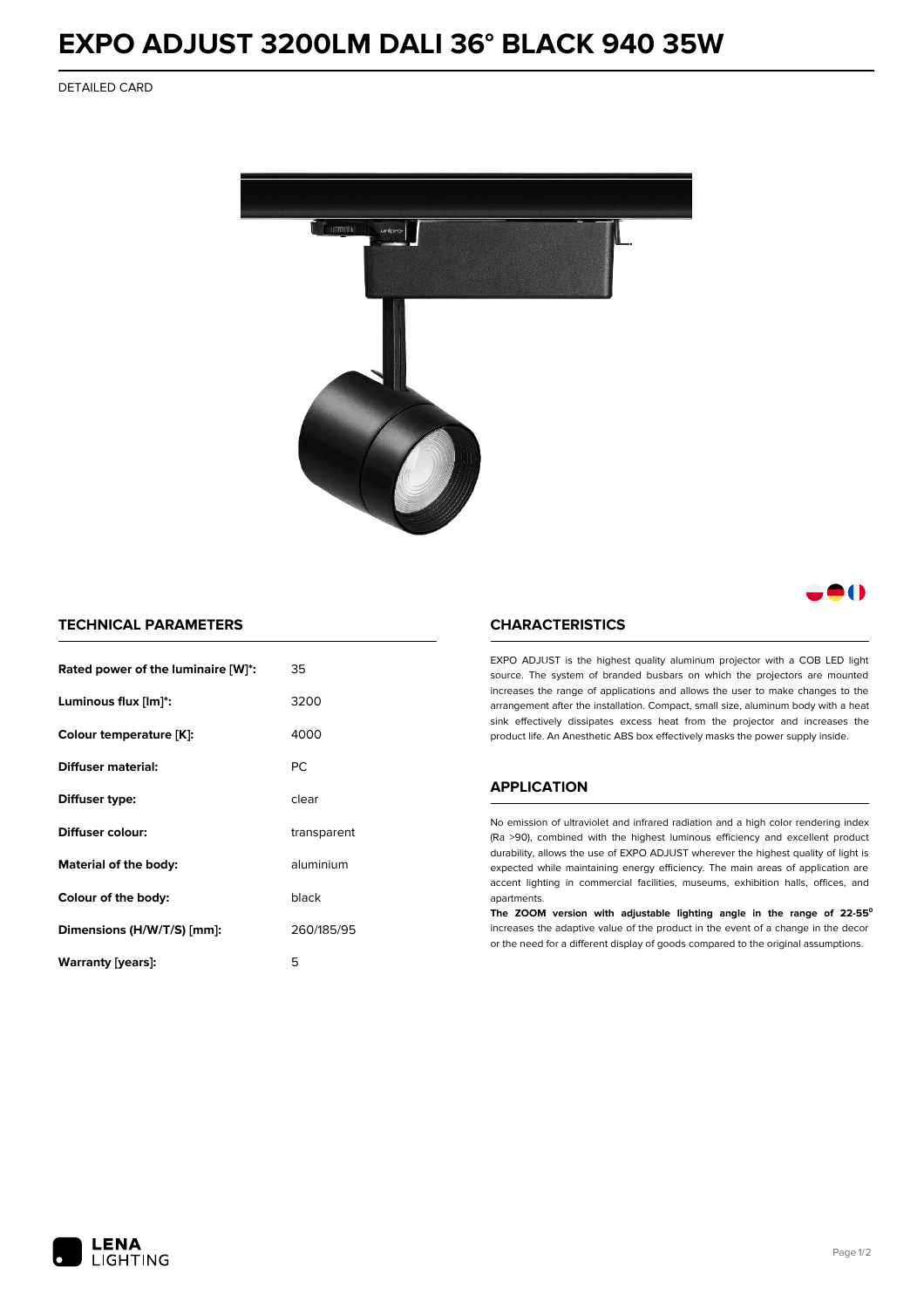# EXPO ADJUST 3200LM DALI 36° BLACK 940 35W

DETAILED CARD

## TECHNICAL PARAMETERS

| | |
|---|---|
| **Rated power of the luminaire [W]*:** | 35 |
| **Luminous flux [lm]*:** | 3200 |
| **Colour temperature [K]:** | 4000 |
| **Diffuser material:** | PC |
| **Diffuser type:** | clear |
| **Diffuser colour:** | transparent |
| **Material of the body:** | aluminium |
| **Colour of the body:** | black |
| **Dimensions (H/W/T/S) [mm]:** | 260/185/95 |
| **Warranty [years]:** | 5 |

## CHARACTERISTICS

EXPO ADJUST is the highest quality aluminum projector with a COB LED light source. The system of branded busbars on which the projectors are mounted increases the range of applications and allows the user to make changes to the arrangement after the installation. Compact, small size, aluminum body with a heat sink effectively dissipates excess heat from the projector and increases the product life. An Anesthetic ABS box effectively masks the power supply inside.

## APPLICATION

No emission of ultraviolet and infrared radiation and a high color rendering index (Ra >90), combined with the highest luminous efficiency and excellent product durability, allows the use of EXPO ADJUST wherever the highest quality of light is expected while maintaining energy efficiency. The main areas of application are accent lighting in commercial facilities, museums, exhibition halls, offices, and apartments.

**The ZOOM version with adjustable lighting angle in the range of 22-55°** increases the adaptive value of the product in the event of a change in the decor or the need for a different display of goods compared to the original assumptions.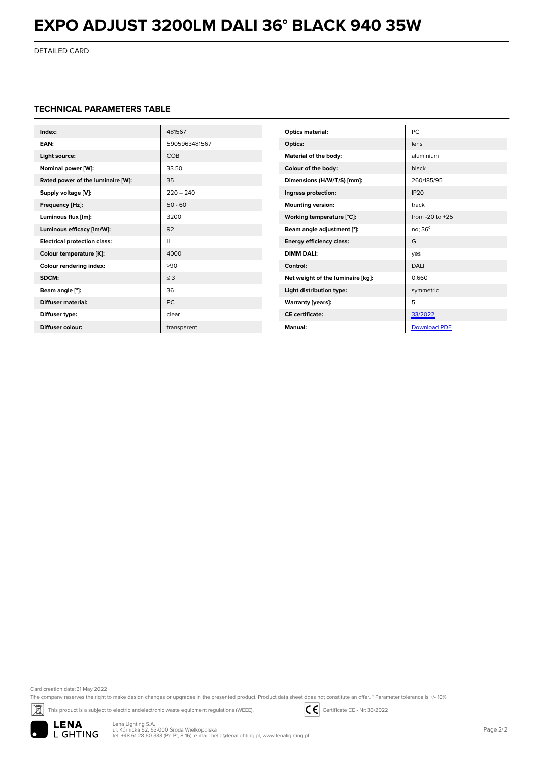# EXPO ADJUST 3200LM DALI 36° BLACK 940 35W

DETAILED CARD

### TECHNICAL PARAMETERS TABLE

| | |
|---|---|
| **Index:** | 481567 |
| **EAN:** | 5905963481567 |
| **Light source:** | COB |
| **Nominal power [W]:** | 33.50 |
| **Rated power of the luminaire [W]:** | 35 |
| **Supply voltage [V]:** | 220 – 240 |
| **Frequency [Hz]:** | 50 - 60 |
| **Luminous flux [lm]:** | 3200 |
| **Luminous efficacy [lm/W]:** | 92 |
| **Electrical protection class:** | II |
| **Colour temperature [K]:** | 4000 |
| **Colour rendering index:** | >90 |
| **SDCM:** | ≤ 3 |
| **Beam angle [°]:** | 36 |
| **Diffuser material:** | PC |
| **Diffuser type:** | clear |
| **Diffuser colour:** | transparent |
| **Optics material:** | PC |
| **Optics:** | lens |
| **Material of the body:** | aluminium |
| **Colour of the body:** | black |
| **Dimensions (H/W/T/S) [mm]:** | 260/185/95 |
| **Ingress protection:** | IP20 |
| **Mounting version:** | track |
| **Working temperature [°C]:** | from -20 to +25 |
| **Beam angle adjustment [°]:** | no; 36° |
| **Energy efficiency class:** | G |
| **DIMM DALI:** | yes |
| **Control:** | DALI |
| **Net weight of the luminaire [kg]:** | 0.660 |
| **Light distribution type:** | symmetric |
| **Warranty [years]:** | 5 |
| **CE certificate:** | 33/2022 |
| **Manual:** | Download PDF |

Card creation date: 31 May 2022

The company reserves the right to make design changes or upgrades in the presented product. Product data sheet does not constitute an offer. * Parameter tolerance is +/- 10%

This product is a subject to electric andelectronic waste equipment regulations (WEEE).

Certificate CE - Nr: 33/2022

LENA LIGHTING

Lena Lighting S.A.
ul. Kórnicka 52, 63-000 Środa Wielkopolska
tel. +48 61 28 60 333 (Pn-Pt, 8-16), e-mail: hello@lenalighting.pl, www.lenalighting.pl